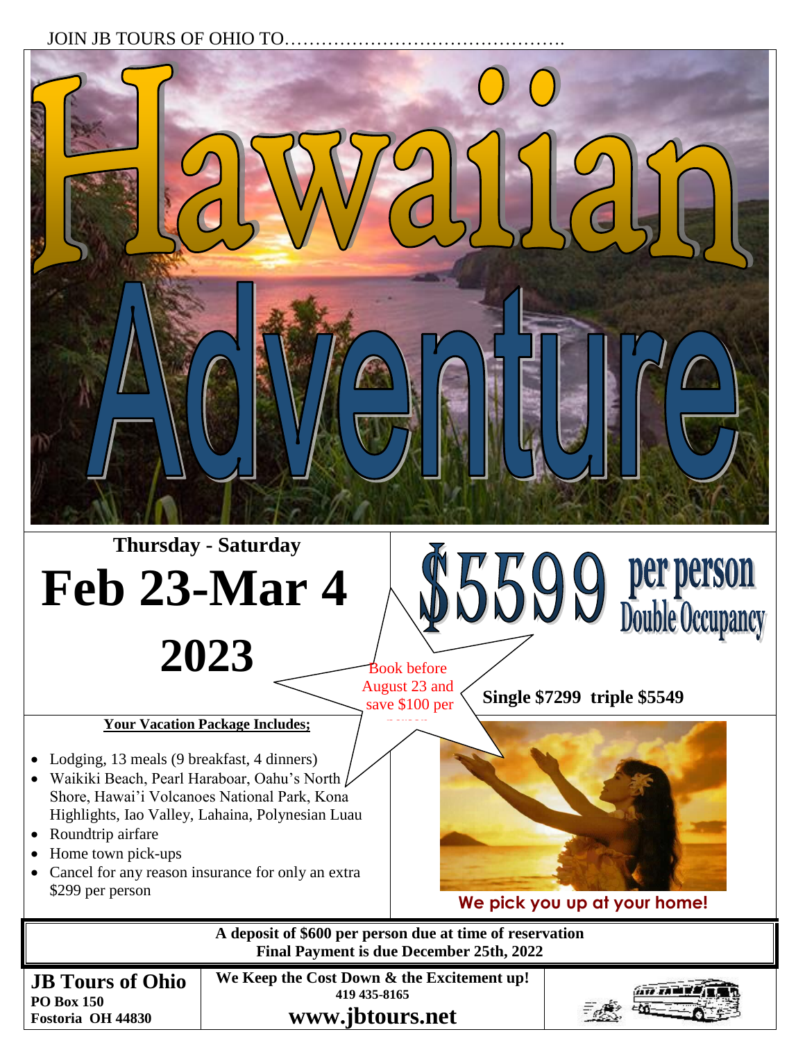JOIN JB TOURS OF OHIO TO……………………………………….

# Hawaiian Adventure

**Thursday - Saturday**

# Feb 23-Mar 4 2023

# $5599 per person Double Occupancy

Book before August 23 and save $100 per person

**Single $7299 triple $5549**

**Your Vacation Package Includes;**

- Lodging, 13 meals (9 breakfast, 4 dinners)
- Waikiki Beach, Pearl Haraboar, Oahu's North Shore, Hawai'i Volcanoes National Park, Kona Highlights, Iao Valley, Lahaina, Polynesian Luau
- Roundtrip airfare
- Home town pick-ups
- Cancel for any reason insurance for only an extra $299 per person

**We pick you up at your home!**

**A deposit of $600 per person due at time of reservation**
**Final Payment is due December 25th, 2022**

**JB Tours of Ohio**
**PO Box 150**
**Fostoria OH 44830**

**We Keep the Cost Down & the Excitement up!**
**419 435-8165**
**www.jbtours.net**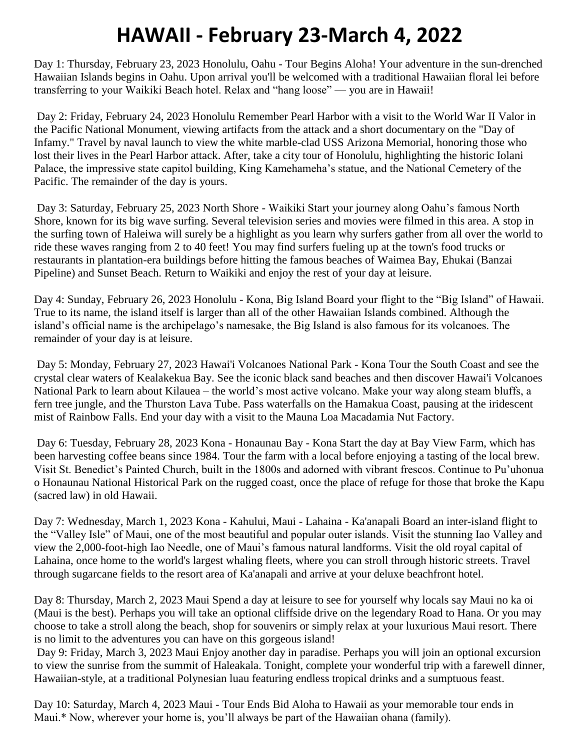# HAWAII - February 23-March 4, 2022

Day 1: Thursday, February 23, 2023 Honolulu, Oahu - Tour Begins Aloha! Your adventure in the sun-drenched Hawaiian Islands begins in Oahu. Upon arrival you'll be welcomed with a traditional Hawaiian floral lei before transferring to your Waikiki Beach hotel. Relax and "hang loose" — you are in Hawaii!

Day 2: Friday, February 24, 2023 Honolulu Remember Pearl Harbor with a visit to the World War II Valor in the Pacific National Monument, viewing artifacts from the attack and a short documentary on the "Day of Infamy." Travel by naval launch to view the white marble-clad USS Arizona Memorial, honoring those who lost their lives in the Pearl Harbor attack. After, take a city tour of Honolulu, highlighting the historic Iolani Palace, the impressive state capitol building, King Kamehameha's statue, and the National Cemetery of the Pacific. The remainder of the day is yours.

Day 3: Saturday, February 25, 2023 North Shore - Waikiki Start your journey along Oahu's famous North Shore, known for its big wave surfing. Several television series and movies were filmed in this area. A stop in the surfing town of Haleiwa will surely be a highlight as you learn why surfers gather from all over the world to ride these waves ranging from 2 to 40 feet! You may find surfers fueling up at the town's food trucks or restaurants in plantation-era buildings before hitting the famous beaches of Waimea Bay, Ehukai (Banzai Pipeline) and Sunset Beach. Return to Waikiki and enjoy the rest of your day at leisure.

Day 4: Sunday, February 26, 2023 Honolulu - Kona, Big Island Board your flight to the "Big Island" of Hawaii. True to its name, the island itself is larger than all of the other Hawaiian Islands combined. Although the island's official name is the archipelago's namesake, the Big Island is also famous for its volcanoes. The remainder of your day is at leisure.

Day 5: Monday, February 27, 2023 Hawai'i Volcanoes National Park - Kona Tour the South Coast and see the crystal clear waters of Kealakekua Bay. See the iconic black sand beaches and then discover Hawai'i Volcanoes National Park to learn about Kilauea – the world's most active volcano. Make your way along steam bluffs, a fern tree jungle, and the Thurston Lava Tube. Pass waterfalls on the Hamakua Coast, pausing at the iridescent mist of Rainbow Falls. End your day with a visit to the Mauna Loa Macadamia Nut Factory.

Day 6: Tuesday, February 28, 2023 Kona - Honaunau Bay - Kona Start the day at Bay View Farm, which has been harvesting coffee beans since 1984. Tour the farm with a local before enjoying a tasting of the local brew. Visit St. Benedict's Painted Church, built in the 1800s and adorned with vibrant frescos. Continue to Pu'uhonua o Honaunau National Historical Park on the rugged coast, once the place of refuge for those that broke the Kapu (sacred law) in old Hawaii.

Day 7: Wednesday, March 1, 2023 Kona - Kahului, Maui - Lahaina - Ka'anapali Board an inter-island flight to the "Valley Isle" of Maui, one of the most beautiful and popular outer islands. Visit the stunning Iao Valley and view the 2,000-foot-high Iao Needle, one of Maui's famous natural landforms. Visit the old royal capital of Lahaina, once home to the world's largest whaling fleets, where you can stroll through historic streets. Travel through sugarcane fields to the resort area of Ka'anapali and arrive at your deluxe beachfront hotel.

Day 8: Thursday, March 2, 2023 Maui Spend a day at leisure to see for yourself why locals say Maui no ka oi (Maui is the best). Perhaps you will take an optional cliffside drive on the legendary Road to Hana. Or you may choose to take a stroll along the beach, shop for souvenirs or simply relax at your luxurious Maui resort. There is no limit to the adventures you can have on this gorgeous island!

Day 9: Friday, March 3, 2023 Maui Enjoy another day in paradise. Perhaps you will join an optional excursion to view the sunrise from the summit of Haleakala. Tonight, complete your wonderful trip with a farewell dinner, Hawaiian-style, at a traditional Polynesian luau featuring endless tropical drinks and a sumptuous feast.

Day 10: Saturday, March 4, 2023 Maui - Tour Ends Bid Aloha to Hawaii as your memorable tour ends in Maui.* Now, wherever your home is, you'll always be part of the Hawaiian ohana (family).